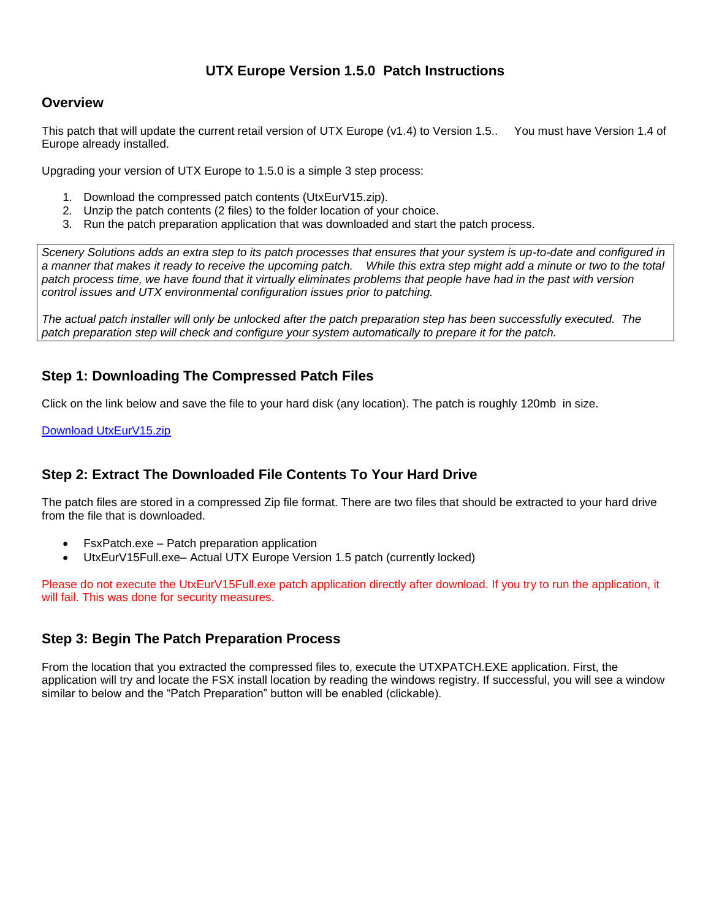# UTX Europe Version 1.5.0 Patch Instructions

## Overview

This patch that will update the current retail version of UTX Europe (v1.4) to Version 1.5.. You must have Version 1.4 of Europe already installed.

Upgrading your version of UTX Europe to 1.5.0 is a simple 3 step process:

1. Download the compressed patch contents (UtxEurV15.zip).
2. Unzip the patch contents (2 files) to the folder location of your choice.
3. Run the patch preparation application that was downloaded and start the patch process.

*Scenery Solutions adds an extra step to its patch processes that ensures that your system is up-to-date and configured in a manner that makes it ready to receive the upcoming patch. While this extra step might add a minute or two to the total patch process time, we have found that it virtually eliminates problems that people have had in the past with version control issues and UTX environmental configuration issues prior to patching.*

*The actual patch installer will only be unlocked after the patch preparation step has been successfully executed. The patch preparation step will check and configure your system automatically to prepare it for the patch.*

## Step 1: Downloading The Compressed Patch Files

Click on the link below and save the file to your hard disk (any location). The patch is roughly 120mb in size.

Download UtxEurV15.zip

## Step 2: Extract The Downloaded File Contents To Your Hard Drive

The patch files are stored in a compressed Zip file format. There are two files that should be extracted to your hard drive from the file that is downloaded.

- FsxPatch.exe – Patch preparation application
- UtxEurV15Full.exe– Actual UTX Europe Version 1.5 patch (currently locked)

Please do not execute the UtxEurV15Full.exe patch application directly after download. If you try to run the application, it will fail. This was done for security measures.

## Step 3: Begin The Patch Preparation Process

From the location that you extracted the compressed files to, execute the UTXPATCH.EXE application. First, the application will try and locate the FSX install location by reading the windows registry. If successful, you will see a window similar to below and the “Patch Preparation” button will be enabled (clickable).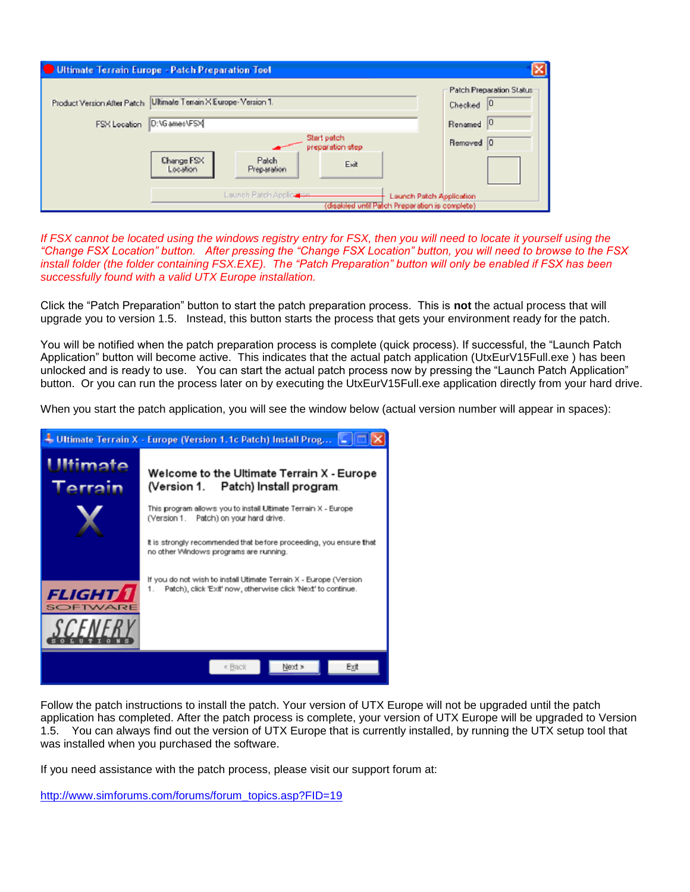*If FSX cannot be located using the windows registry entry for FSX, then you will need to locate it yourself using the "Change FSX Location" button. After pressing the "Change FSX Location" button, you will need to browse to the FSX install folder (the folder containing FSX.EXE). The "Patch Preparation" button will only be enabled if FSX has been successfully found with a valid UTX Europe installation.*

Click the "Patch Preparation" button to start the patch preparation process. This is **not** the actual process that will upgrade you to version 1.5. Instead, this button starts the process that gets your environment ready for the patch.

You will be notified when the patch preparation process is complete (quick process). If successful, the "Launch Patch Application" button will become active. This indicates that the actual patch application (UtxEurV15Full.exe ) has been unlocked and is ready to use. You can start the actual patch process now by pressing the "Launch Patch Application" button. Or you can run the process later on by executing the UtxEurV15Full.exe application directly from your hard drive.

When you start the patch application, you will see the window below (actual version number will appear in spaces):

Follow the patch instructions to install the patch. Your version of UTX Europe will not be upgraded until the patch application has completed. After the patch process is complete, your version of UTX Europe will be upgraded to Version 1.5. You can always find out the version of UTX Europe that is currently installed, by running the UTX setup tool that was installed when you purchased the software.

If you need assistance with the patch process, please visit our support forum at:

http://www.simforums.com/forums/forum_topics.asp?FID=19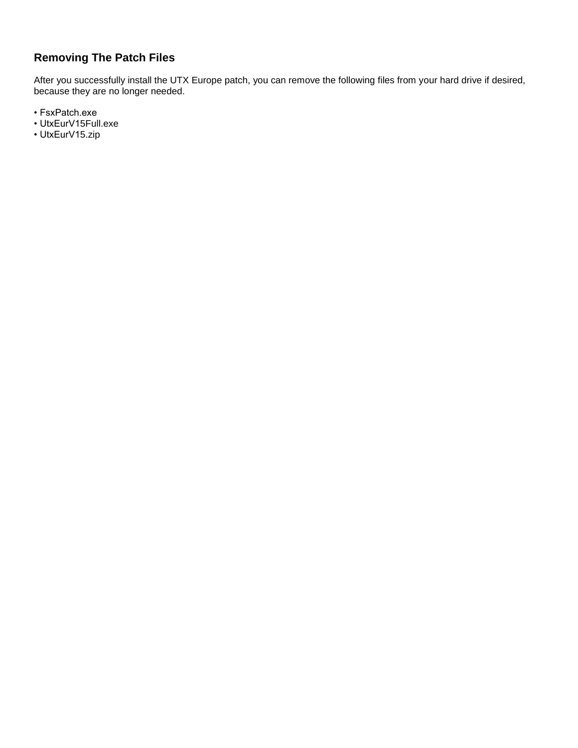## Removing The Patch Files

After you successfully install the UTX Europe patch, you can remove the following files from your hard drive if desired, because they are no longer needed.

- FsxPatch.exe
- UtxEurV15Full.exe
- UtxEurV15.zip